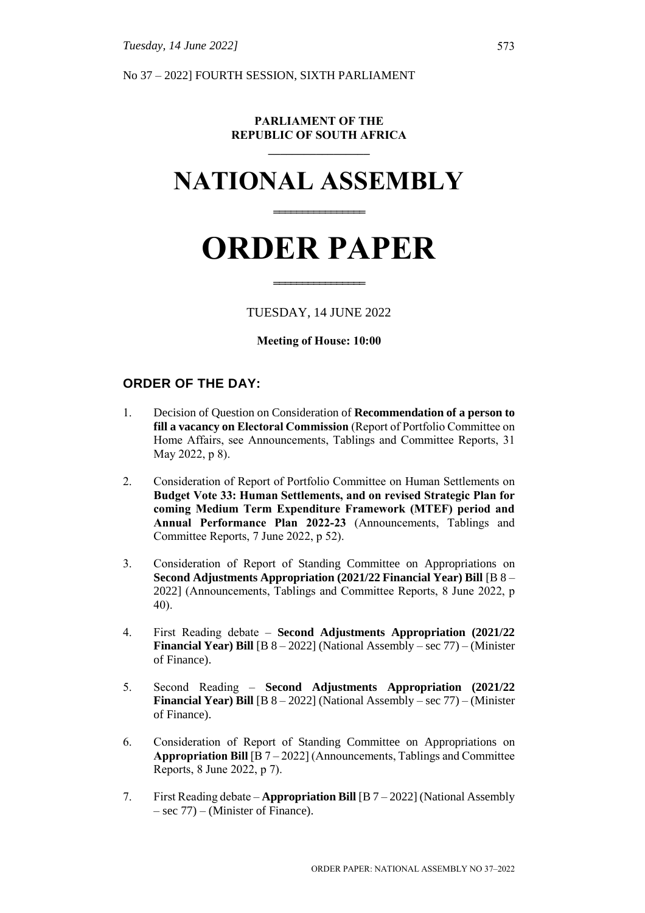No 37 – 2022] FOURTH SESSION, SIXTH PARLIAMENT

**PARLIAMENT OF THE**
**REPUBLIC OF SOUTH AFRICA**

# NATIONAL ASSEMBLY

# ORDER PAPER

TUESDAY, 14 JUNE 2022

**Meeting of House: 10:00**

## ORDER OF THE DAY:

1. Decision of Question on Consideration of **Recommendation of a person to fill a vacancy on Electoral Commission** (Report of Portfolio Committee on Home Affairs, see Announcements, Tablings and Committee Reports, 31 May 2022, p 8).

2. Consideration of Report of Portfolio Committee on Human Settlements on **Budget Vote 33: Human Settlements, and on revised Strategic Plan for coming Medium Term Expenditure Framework (MTEF) period and Annual Performance Plan 2022-23** (Announcements, Tablings and Committee Reports, 7 June 2022, p 52).

3. Consideration of Report of Standing Committee on Appropriations on **Second Adjustments Appropriation (2021/22 Financial Year) Bill** [B 8 – 2022] (Announcements, Tablings and Committee Reports, 8 June 2022, p 40).

4. First Reading debate – **Second Adjustments Appropriation (2021/22 Financial Year) Bill** [B 8 – 2022] (National Assembly – sec 77) – (Minister of Finance).

5. Second Reading – **Second Adjustments Appropriation (2021/22 Financial Year) Bill** [B 8 – 2022] (National Assembly – sec 77) – (Minister of Finance).

6. Consideration of Report of Standing Committee on Appropriations on **Appropriation Bill** [B 7 – 2022] (Announcements, Tablings and Committee Reports, 8 June 2022, p 7).

7. First Reading debate – **Appropriation Bill** [B 7 – 2022] (National Assembly – sec 77) – (Minister of Finance).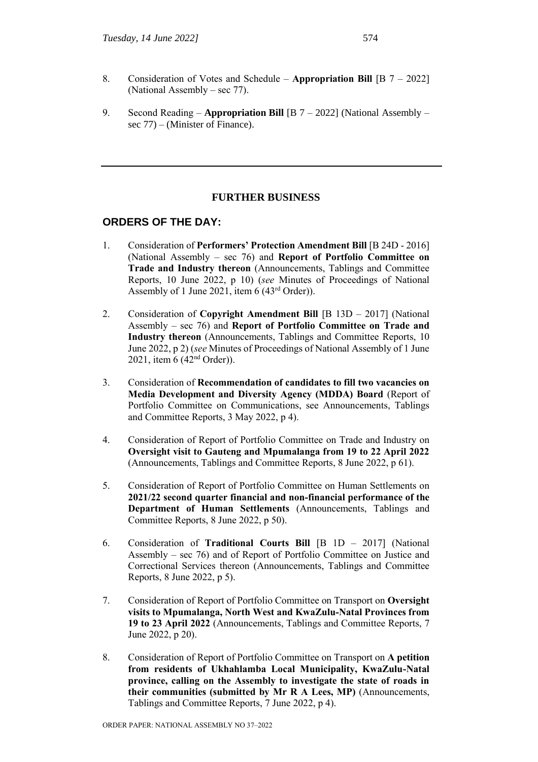8. Consideration of Votes and Schedule – **Appropriation Bill** [B 7 – 2022] (National Assembly – sec 77).

9. Second Reading – **Appropriation Bill** [B 7 – 2022] (National Assembly – sec 77) – (Minister of Finance).

---

## FURTHER BUSINESS

## ORDERS OF THE DAY:

1. Consideration of **Performers' Protection Amendment Bill** [B 24D - 2016] (National Assembly – sec 76) and **Report of Portfolio Committee on Trade and Industry thereon** (Announcements, Tablings and Committee Reports, 10 June 2022, p 10) (*see* Minutes of Proceedings of National Assembly of 1 June 2021, item 6 (43rd Order)).

2. Consideration of **Copyright Amendment Bill** [B 13D – 2017] (National Assembly – sec 76) and **Report of Portfolio Committee on Trade and Industry thereon** (Announcements, Tablings and Committee Reports, 10 June 2022, p 2) (*see* Minutes of Proceedings of National Assembly of 1 June 2021, item 6 (42nd Order)).

3. Consideration of **Recommendation of candidates to fill two vacancies on Media Development and Diversity Agency (MDDA) Board** (Report of Portfolio Committee on Communications, see Announcements, Tablings and Committee Reports, 3 May 2022, p 4).

4. Consideration of Report of Portfolio Committee on Trade and Industry on **Oversight visit to Gauteng and Mpumalanga from 19 to 22 April 2022** (Announcements, Tablings and Committee Reports, 8 June 2022, p 61).

5. Consideration of Report of Portfolio Committee on Human Settlements on **2021/22 second quarter financial and non-financial performance of the Department of Human Settlements** (Announcements, Tablings and Committee Reports, 8 June 2022, p 50).

6. Consideration of **Traditional Courts Bill** [B 1D – 2017] (National Assembly – sec 76) and of Report of Portfolio Committee on Justice and Correctional Services thereon (Announcements, Tablings and Committee Reports, 8 June 2022, p 5).

7. Consideration of Report of Portfolio Committee on Transport on **Oversight visits to Mpumalanga, North West and KwaZulu-Natal Provinces from 19 to 23 April 2022** (Announcements, Tablings and Committee Reports, 7 June 2022, p 20).

8. Consideration of Report of Portfolio Committee on Transport on **A petition from residents of Ukhahlamba Local Municipality, KwaZulu-Natal province, calling on the Assembly to investigate the state of roads in their communities (submitted by Mr R A Lees, MP)** (Announcements, Tablings and Committee Reports, 7 June 2022, p 4).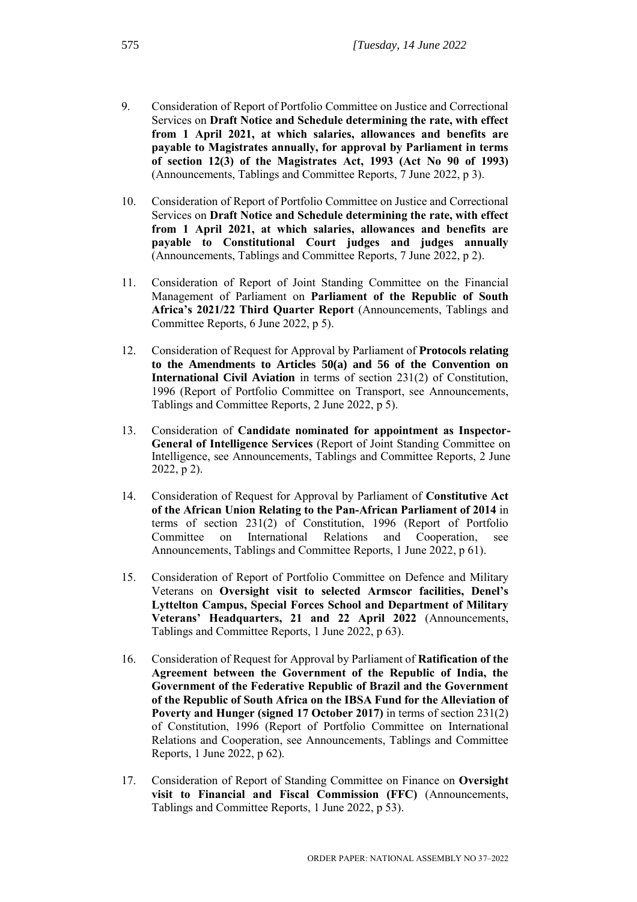9. Consideration of Report of Portfolio Committee on Justice and Correctional Services on **Draft Notice and Schedule determining the rate, with effect from 1 April 2021, at which salaries, allowances and benefits are payable to Magistrates annually, for approval by Parliament in terms of section 12(3) of the Magistrates Act, 1993 (Act No 90 of 1993)** (Announcements, Tablings and Committee Reports, 7 June 2022, p 3).

10. Consideration of Report of Portfolio Committee on Justice and Correctional Services on **Draft Notice and Schedule determining the rate, with effect from 1 April 2021, at which salaries, allowances and benefits are payable to Constitutional Court judges and judges annually** (Announcements, Tablings and Committee Reports, 7 June 2022, p 2).

11. Consideration of Report of Joint Standing Committee on the Financial Management of Parliament on **Parliament of the Republic of South Africa's 2021/22 Third Quarter Report** (Announcements, Tablings and Committee Reports, 6 June 2022, p 5).

12. Consideration of Request for Approval by Parliament of **Protocols relating to the Amendments to Articles 50(a) and 56 of the Convention on International Civil Aviation** in terms of section 231(2) of Constitution, 1996 (Report of Portfolio Committee on Transport, see Announcements, Tablings and Committee Reports, 2 June 2022, p 5).

13. Consideration of **Candidate nominated for appointment as Inspector-General of Intelligence Services** (Report of Joint Standing Committee on Intelligence, see Announcements, Tablings and Committee Reports, 2 June 2022, p 2).

14. Consideration of Request for Approval by Parliament of **Constitutive Act of the African Union Relating to the Pan-African Parliament of 2014** in terms of section 231(2) of Constitution, 1996 (Report of Portfolio Committee on International Relations and Cooperation, see Announcements, Tablings and Committee Reports, 1 June 2022, p 61).

15. Consideration of Report of Portfolio Committee on Defence and Military Veterans on **Oversight visit to selected Armscor facilities, Denel's Lyttelton Campus, Special Forces School and Department of Military Veterans' Headquarters, 21 and 22 April 2022** (Announcements, Tablings and Committee Reports, 1 June 2022, p 63).

16. Consideration of Request for Approval by Parliament of **Ratification of the Agreement between the Government of the Republic of India, the Government of the Federative Republic of Brazil and the Government of the Republic of South Africa on the IBSA Fund for the Alleviation of Poverty and Hunger (signed 17 October 2017)** in terms of section 231(2) of Constitution, 1996 (Report of Portfolio Committee on International Relations and Cooperation, see Announcements, Tablings and Committee Reports, 1 June 2022, p 62).

17. Consideration of Report of Standing Committee on Finance on **Oversight visit to Financial and Fiscal Commission (FFC)** (Announcements, Tablings and Committee Reports, 1 June 2022, p 53).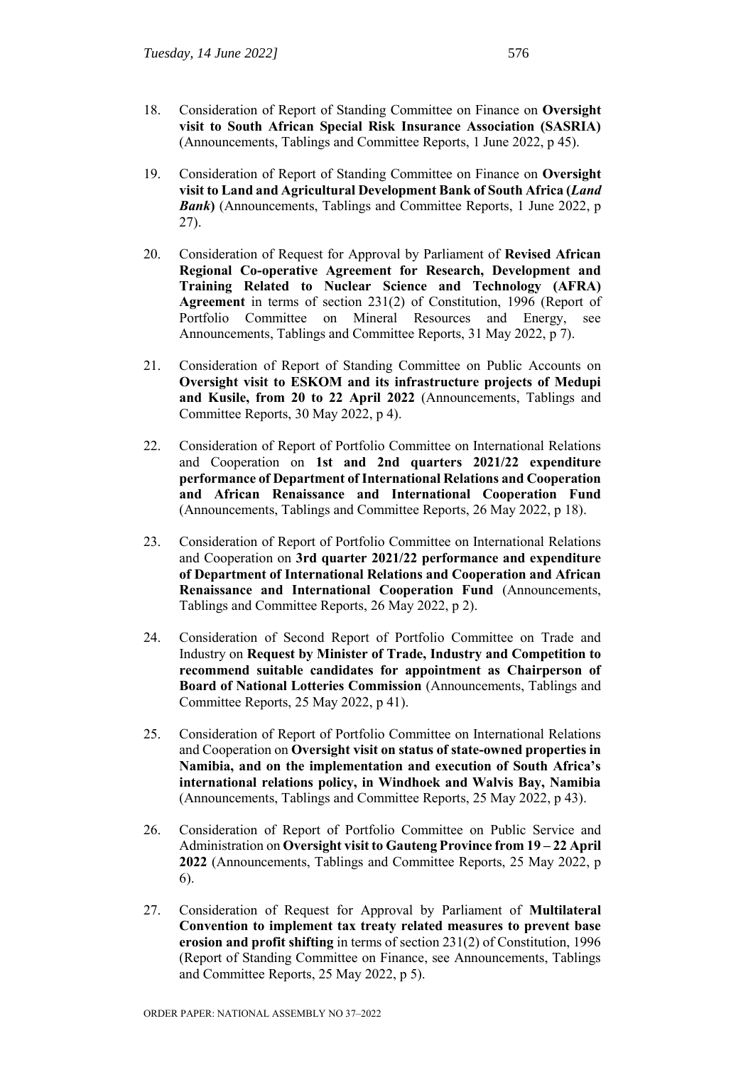18. Consideration of Report of Standing Committee on Finance on **Oversight visit to South African Special Risk Insurance Association (SASRIA)** (Announcements, Tablings and Committee Reports, 1 June 2022, p 45).

19. Consideration of Report of Standing Committee on Finance on **Oversight visit to Land and Agricultural Development Bank of South Africa (*Land Bank*)** (Announcements, Tablings and Committee Reports, 1 June 2022, p 27).

20. Consideration of Request for Approval by Parliament of **Revised African Regional Co-operative Agreement for Research, Development and Training Related to Nuclear Science and Technology (AFRA) Agreement** in terms of section 231(2) of Constitution, 1996 (Report of Portfolio Committee on Mineral Resources and Energy, see Announcements, Tablings and Committee Reports, 31 May 2022, p 7).

21. Consideration of Report of Standing Committee on Public Accounts on **Oversight visit to ESKOM and its infrastructure projects of Medupi and Kusile, from 20 to 22 April 2022** (Announcements, Tablings and Committee Reports, 30 May 2022, p 4).

22. Consideration of Report of Portfolio Committee on International Relations and Cooperation on **1st and 2nd quarters 2021/22 expenditure performance of Department of International Relations and Cooperation and African Renaissance and International Cooperation Fund** (Announcements, Tablings and Committee Reports, 26 May 2022, p 18).

23. Consideration of Report of Portfolio Committee on International Relations and Cooperation on **3rd quarter 2021/22 performance and expenditure of Department of International Relations and Cooperation and African Renaissance and International Cooperation Fund** (Announcements, Tablings and Committee Reports, 26 May 2022, p 2).

24. Consideration of Second Report of Portfolio Committee on Trade and Industry on **Request by Minister of Trade, Industry and Competition to recommend suitable candidates for appointment as Chairperson of Board of National Lotteries Commission** (Announcements, Tablings and Committee Reports, 25 May 2022, p 41).

25. Consideration of Report of Portfolio Committee on International Relations and Cooperation on **Oversight visit on status of state-owned properties in Namibia, and on the implementation and execution of South Africa's international relations policy, in Windhoek and Walvis Bay, Namibia** (Announcements, Tablings and Committee Reports, 25 May 2022, p 43).

26. Consideration of Report of Portfolio Committee on Public Service and Administration on **Oversight visit to Gauteng Province from 19 – 22 April 2022** (Announcements, Tablings and Committee Reports, 25 May 2022, p 6).

27. Consideration of Request for Approval by Parliament of **Multilateral Convention to implement tax treaty related measures to prevent base erosion and profit shifting** in terms of section 231(2) of Constitution, 1996 (Report of Standing Committee on Finance, see Announcements, Tablings and Committee Reports, 25 May 2022, p 5).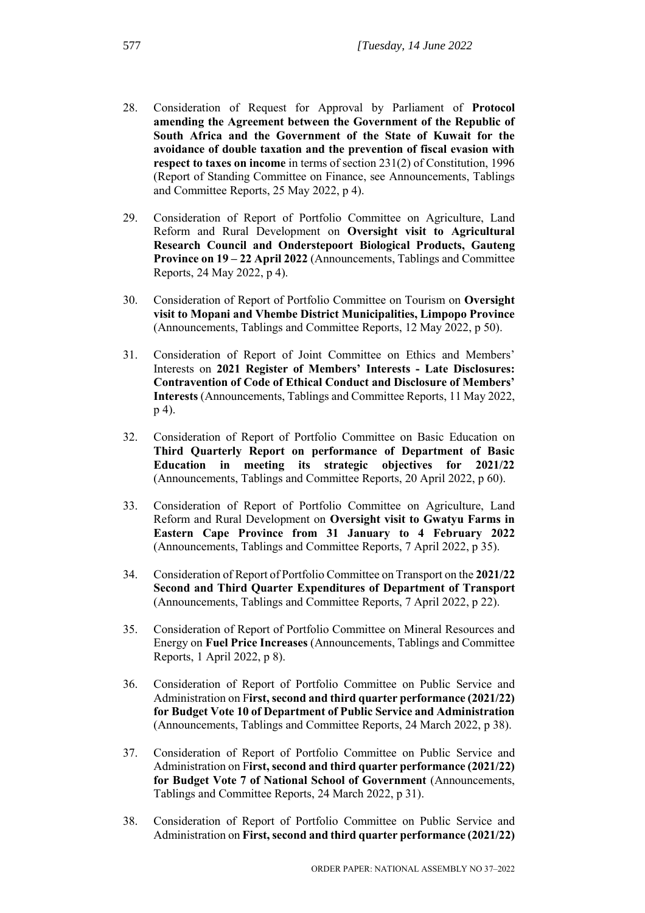28. Consideration of Request for Approval by Parliament of **Protocol amending the Agreement between the Government of the Republic of South Africa and the Government of the State of Kuwait for the avoidance of double taxation and the prevention of fiscal evasion with respect to taxes on income** in terms of section 231(2) of Constitution, 1996 (Report of Standing Committee on Finance, see Announcements, Tablings and Committee Reports, 25 May 2022, p 4).

29. Consideration of Report of Portfolio Committee on Agriculture, Land Reform and Rural Development on **Oversight visit to Agricultural Research Council and Onderstepoort Biological Products, Gauteng Province on 19 – 22 April 2022** (Announcements, Tablings and Committee Reports, 24 May 2022, p 4).

30. Consideration of Report of Portfolio Committee on Tourism on **Oversight visit to Mopani and Vhembe District Municipalities, Limpopo Province** (Announcements, Tablings and Committee Reports, 12 May 2022, p 50).

31. Consideration of Report of Joint Committee on Ethics and Members' Interests on **2021 Register of Members' Interests - Late Disclosures: Contravention of Code of Ethical Conduct and Disclosure of Members' Interests** (Announcements, Tablings and Committee Reports, 11 May 2022, p 4).

32. Consideration of Report of Portfolio Committee on Basic Education on **Third Quarterly Report on performance of Department of Basic Education in meeting its strategic objectives for 2021/22** (Announcements, Tablings and Committee Reports, 20 April 2022, p 60).

33. Consideration of Report of Portfolio Committee on Agriculture, Land Reform and Rural Development on **Oversight visit to Gwatyu Farms in Eastern Cape Province from 31 January to 4 February 2022** (Announcements, Tablings and Committee Reports, 7 April 2022, p 35).

34. Consideration of Report of Portfolio Committee on Transport on the **2021/22 Second and Third Quarter Expenditures of Department of Transport** (Announcements, Tablings and Committee Reports, 7 April 2022, p 22).

35. Consideration of Report of Portfolio Committee on Mineral Resources and Energy on **Fuel Price Increases** (Announcements, Tablings and Committee Reports, 1 April 2022, p 8).

36. Consideration of Report of Portfolio Committee on Public Service and Administration on F**irst, second and third quarter performance (2021/22) for Budget Vote 10 of Department of Public Service and Administration** (Announcements, Tablings and Committee Reports, 24 March 2022, p 38).

37. Consideration of Report of Portfolio Committee on Public Service and Administration on F**irst, second and third quarter performance (2021/22) for Budget Vote 7 of National School of Government** (Announcements, Tablings and Committee Reports, 24 March 2022, p 31).

38. Consideration of Report of Portfolio Committee on Public Service and Administration on **First, second and third quarter performance (2021/22)**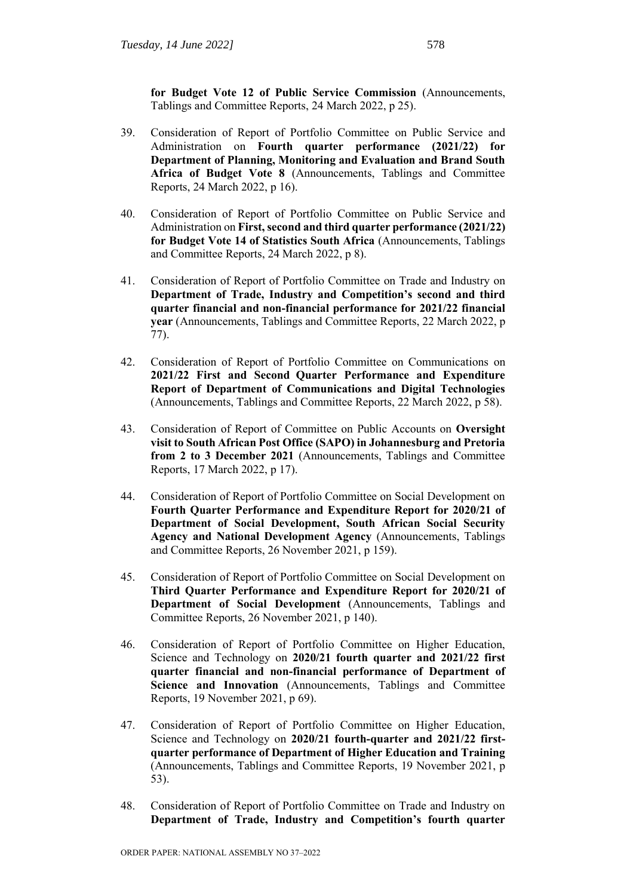**for Budget Vote 12 of Public Service Commission** (Announcements, Tablings and Committee Reports, 24 March 2022, p 25).

39. Consideration of Report of Portfolio Committee on Public Service and Administration on **Fourth quarter performance (2021/22) for Department of Planning, Monitoring and Evaluation and Brand South Africa of Budget Vote 8** (Announcements, Tablings and Committee Reports, 24 March 2022, p 16).

40. Consideration of Report of Portfolio Committee on Public Service and Administration on **First, second and third quarter performance (2021/22) for Budget Vote 14 of Statistics South Africa** (Announcements, Tablings and Committee Reports, 24 March 2022, p 8).

41. Consideration of Report of Portfolio Committee on Trade and Industry on **Department of Trade, Industry and Competition's second and third quarter financial and non-financial performance for 2021/22 financial year** (Announcements, Tablings and Committee Reports, 22 March 2022, p 77).

42. Consideration of Report of Portfolio Committee on Communications on **2021/22 First and Second Quarter Performance and Expenditure Report of Department of Communications and Digital Technologies** (Announcements, Tablings and Committee Reports, 22 March 2022, p 58).

43. Consideration of Report of Committee on Public Accounts on **Oversight visit to South African Post Office (SAPO) in Johannesburg and Pretoria from 2 to 3 December 2021** (Announcements, Tablings and Committee Reports, 17 March 2022, p 17).

44. Consideration of Report of Portfolio Committee on Social Development on **Fourth Quarter Performance and Expenditure Report for 2020/21 of Department of Social Development, South African Social Security Agency and National Development Agency** (Announcements, Tablings and Committee Reports, 26 November 2021, p 159).

45. Consideration of Report of Portfolio Committee on Social Development on **Third Quarter Performance and Expenditure Report for 2020/21 of Department of Social Development** (Announcements, Tablings and Committee Reports, 26 November 2021, p 140).

46. Consideration of Report of Portfolio Committee on Higher Education, Science and Technology on **2020/21 fourth quarter and 2021/22 first quarter financial and non-financial performance of Department of Science and Innovation** (Announcements, Tablings and Committee Reports, 19 November 2021, p 69).

47. Consideration of Report of Portfolio Committee on Higher Education, Science and Technology on **2020/21 fourth-quarter and 2021/22 first-quarter performance of Department of Higher Education and Training** (Announcements, Tablings and Committee Reports, 19 November 2021, p 53).

48. Consideration of Report of Portfolio Committee on Trade and Industry on **Department of Trade, Industry and Competition's fourth quarter**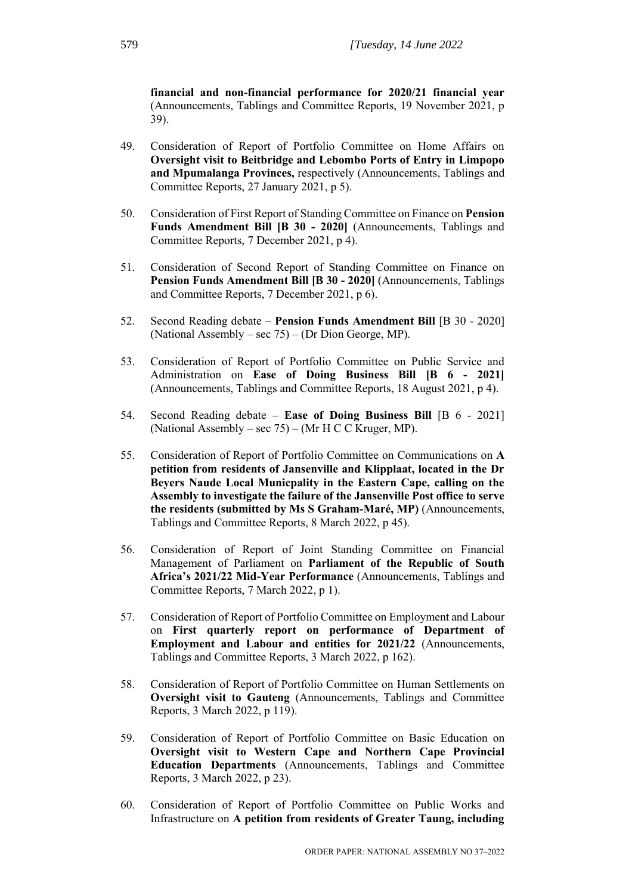**financial and non-financial performance for 2020/21 financial year** (Announcements, Tablings and Committee Reports, 19 November 2021, p 39).

49. Consideration of Report of Portfolio Committee on Home Affairs on **Oversight visit to Beitbridge and Lebombo Ports of Entry in Limpopo and Mpumalanga Provinces,** respectively (Announcements, Tablings and Committee Reports, 27 January 2021, p 5).

50. Consideration of First Report of Standing Committee on Finance on **Pension Funds Amendment Bill [B 30 - 2020]** (Announcements, Tablings and Committee Reports, 7 December 2021, p 4).

51. Consideration of Second Report of Standing Committee on Finance on **Pension Funds Amendment Bill [B 30 - 2020]** (Announcements, Tablings and Committee Reports, 7 December 2021, p 6).

52. Second Reading debate **– Pension Funds Amendment Bill** [B 30 - 2020] (National Assembly – sec 75) – (Dr Dion George, MP).

53. Consideration of Report of Portfolio Committee on Public Service and Administration on **Ease of Doing Business Bill [B 6 - 2021]** (Announcements, Tablings and Committee Reports, 18 August 2021, p 4).

54. Second Reading debate – **Ease of Doing Business Bill** [B 6 - 2021] (National Assembly – sec 75) – (Mr H C C Kruger, MP).

55. Consideration of Report of Portfolio Committee on Communications on **A petition from residents of Jansenville and Klipplaat, located in the Dr Beyers Naude Local Municpality in the Eastern Cape, calling on the Assembly to investigate the failure of the Jansenville Post office to serve the residents (submitted by Ms S Graham-Maré, MP)** (Announcements, Tablings and Committee Reports, 8 March 2022, p 45).

56. Consideration of Report of Joint Standing Committee on Financial Management of Parliament on **Parliament of the Republic of South Africa's 2021/22 Mid-Year Performance** (Announcements, Tablings and Committee Reports, 7 March 2022, p 1).

57. Consideration of Report of Portfolio Committee on Employment and Labour on **First quarterly report on performance of Department of Employment and Labour and entities for 2021/22** (Announcements, Tablings and Committee Reports, 3 March 2022, p 162).

58. Consideration of Report of Portfolio Committee on Human Settlements on **Oversight visit to Gauteng** (Announcements, Tablings and Committee Reports, 3 March 2022, p 119).

59. Consideration of Report of Portfolio Committee on Basic Education on **Oversight visit to Western Cape and Northern Cape Provincial Education Departments** (Announcements, Tablings and Committee Reports, 3 March 2022, p 23).

60. Consideration of Report of Portfolio Committee on Public Works and Infrastructure on **A petition from residents of Greater Taung, including**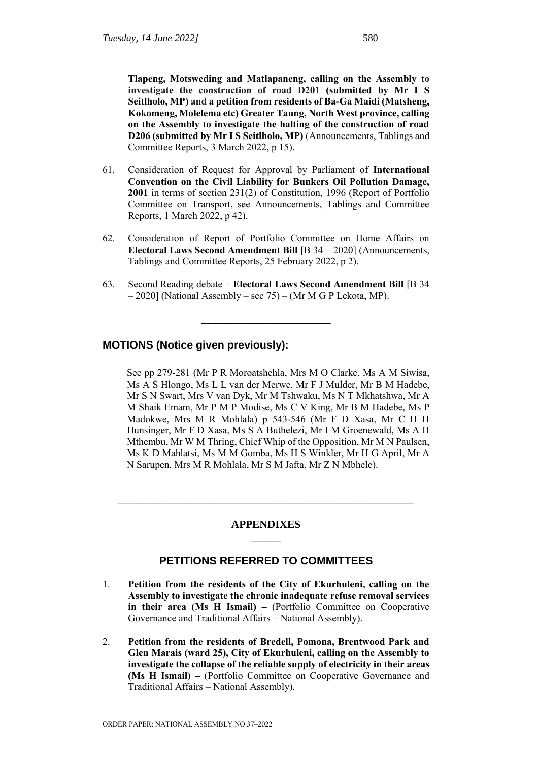**Tlapeng, Motsweding and Matlapaneng, calling on the Assembly to investigate the construction of road D201 (submitted by Mr I S Seitlholo, MP) and a petition from residents of Ba-Ga Maidi (Matsheng, Kokomeng, Molelema etc) Greater Taung, North West province, calling on the Assembly to investigate the halting of the construction of road D206 (submitted by Mr I S Seitlholo, MP)** (Announcements, Tablings and Committee Reports, 3 March 2022, p 15).

61. Consideration of Request for Approval by Parliament of **International Convention on the Civil Liability for Bunkers Oil Pollution Damage, 2001** in terms of section 231(2) of Constitution, 1996 (Report of Portfolio Committee on Transport, see Announcements, Tablings and Committee Reports, 1 March 2022, p 42).

62. Consideration of Report of Portfolio Committee on Home Affairs on **Electoral Laws Second Amendment Bill** [B 34 – 2020] (Announcements, Tablings and Committee Reports, 25 February 2022, p 2).

63. Second Reading debate – **Electoral Laws Second Amendment Bill** [B 34 – 2020] (National Assembly – sec 75) – (Mr M G P Lekota, MP).

---

## MOTIONS (Notice given previously):

See pp 279-281 (Mr P R Moroatshehla, Mrs M O Clarke, Ms A M Siwisa, Ms A S Hlongo, Ms L L van der Merwe, Mr F J Mulder, Mr B M Hadebe, Mr S N Swart, Mrs V van Dyk, Mr M Tshwaku, Ms N T Mkhatshwa, Mr A M Shaik Emam, Mr P M P Modise, Ms C V King, Mr B M Hadebe, Ms P Madokwe, Mrs M R Mohlala) p 543-546 (Mr F D Xasa, Mr C H H Hunsinger, Mr F D Xasa, Ms S A Buthelezi, Mr I M Groenewald, Ms A H Mthembu, Mr W M Thring, Chief Whip of the Opposition, Mr M N Paulsen, Ms K D Mahlatsi, Ms M M Gomba, Ms H S Winkler, Mr H G April, Mr A N Sarupen, Mrs M R Mohlala, Mr S M Jafta, Mr Z N Mbhele).

---

## APPENDIXES

## PETITIONS REFERRED TO COMMITTEES

1. **Petition from the residents of the City of Ekurhuleni, calling on the Assembly to investigate the chronic inadequate refuse removal services in their area (Ms H Ismail) –** (Portfolio Committee on Cooperative Governance and Traditional Affairs – National Assembly).

2. **Petition from the residents of Bredell, Pomona, Brentwood Park and Glen Marais (ward 25), City of Ekurhuleni, calling on the Assembly to investigate the collapse of the reliable supply of electricity in their areas (Ms H Ismail) –** (Portfolio Committee on Cooperative Governance and Traditional Affairs – National Assembly).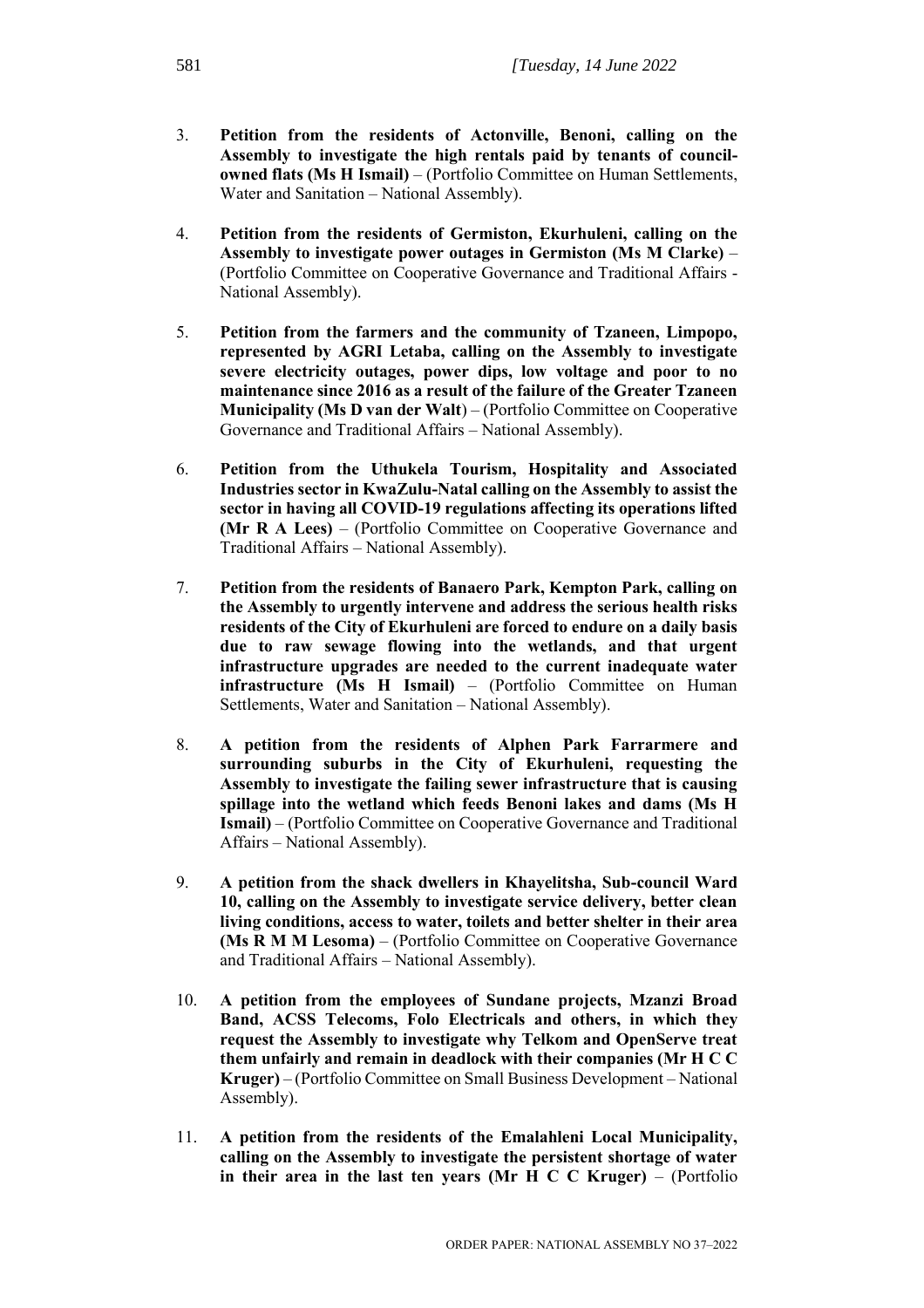3. **Petition from the residents of Actonville, Benoni, calling on the Assembly to investigate the high rentals paid by tenants of council-owned flats (Ms H Ismail)** – (Portfolio Committee on Human Settlements, Water and Sanitation – National Assembly).

4. **Petition from the residents of Germiston, Ekurhuleni, calling on the Assembly to investigate power outages in Germiston (Ms M Clarke)** – (Portfolio Committee on Cooperative Governance and Traditional Affairs - National Assembly).

5. **Petition from the farmers and the community of Tzaneen, Limpopo, represented by AGRI Letaba, calling on the Assembly to investigate severe electricity outages, power dips, low voltage and poor to no maintenance since 2016 as a result of the failure of the Greater Tzaneen Municipality (Ms D van der Walt**) – (Portfolio Committee on Cooperative Governance and Traditional Affairs – National Assembly).

6. **Petition from the Uthukela Tourism, Hospitality and Associated Industries sector in KwaZulu-Natal calling on the Assembly to assist the sector in having all COVID-19 regulations affecting its operations lifted (Mr R A Lees)** – (Portfolio Committee on Cooperative Governance and Traditional Affairs – National Assembly).

7. **Petition from the residents of Banaero Park, Kempton Park, calling on the Assembly to urgently intervene and address the serious health risks residents of the City of Ekurhuleni are forced to endure on a daily basis due to raw sewage flowing into the wetlands, and that urgent infrastructure upgrades are needed to the current inadequate water infrastructure (Ms H Ismail)** – (Portfolio Committee on Human Settlements, Water and Sanitation – National Assembly).

8. **A petition from the residents of Alphen Park Farrarmere and surrounding suburbs in the City of Ekurhuleni, requesting the Assembly to investigate the failing sewer infrastructure that is causing spillage into the wetland which feeds Benoni lakes and dams (Ms H Ismail)** – (Portfolio Committee on Cooperative Governance and Traditional Affairs – National Assembly).

9. **A petition from the shack dwellers in Khayelitsha, Sub-council Ward 10, calling on the Assembly to investigate service delivery, better clean living conditions, access to water, toilets and better shelter in their area (Ms R M M Lesoma)** – (Portfolio Committee on Cooperative Governance and Traditional Affairs – National Assembly).

10. **A petition from the employees of Sundane projects, Mzanzi Broad Band, ACSS Telecoms, Folo Electricals and others, in which they request the Assembly to investigate why Telkom and OpenServe treat them unfairly and remain in deadlock with their companies (Mr H C C Kruger)** – (Portfolio Committee on Small Business Development – National Assembly).

11. **A petition from the residents of the Emalahleni Local Municipality, calling on the Assembly to investigate the persistent shortage of water in their area in the last ten years (Mr H C C Kruger)** – (Portfolio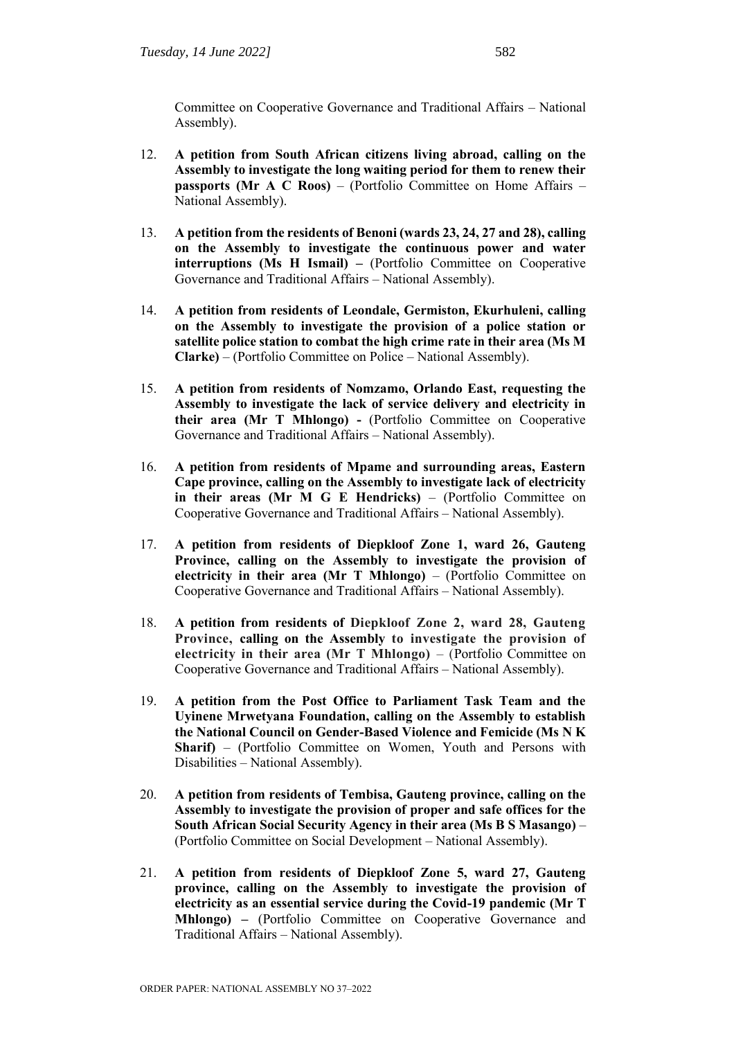Committee on Cooperative Governance and Traditional Affairs – National Assembly).

12. **A petition from South African citizens living abroad, calling on the Assembly to investigate the long waiting period for them to renew their passports (Mr A C Roos)** – (Portfolio Committee on Home Affairs – National Assembly).

13. **A petition from the residents of Benoni (wards 23, 24, 27 and 28), calling on the Assembly to investigate the continuous power and water interruptions (Ms H Ismail) –** (Portfolio Committee on Cooperative Governance and Traditional Affairs – National Assembly).

14. **A petition from residents of Leondale, Germiston, Ekurhuleni, calling on the Assembly to investigate the provision of a police station or satellite police station to combat the high crime rate in their area (Ms M Clarke)** – (Portfolio Committee on Police – National Assembly).

15. **A petition from residents of Nomzamo, Orlando East, requesting the Assembly to investigate the lack of service delivery and electricity in their area (Mr T Mhlongo) -** (Portfolio Committee on Cooperative Governance and Traditional Affairs – National Assembly).

16. **A petition from residents of Mpame and surrounding areas, Eastern Cape province, calling on the Assembly to investigate lack of electricity in their areas (Mr M G E Hendricks)** – (Portfolio Committee on Cooperative Governance and Traditional Affairs – National Assembly).

17. **A petition from residents of Diepkloof Zone 1, ward 26, Gauteng Province, calling on the Assembly to investigate the provision of electricity in their area (Mr T Mhlongo)** – (Portfolio Committee on Cooperative Governance and Traditional Affairs – National Assembly).

18. **A petition from residents of Diepkloof Zone 2, ward 28, Gauteng Province, calling on the Assembly to investigate the provision of electricity in their area (Mr T Mhlongo)** – (Portfolio Committee on Cooperative Governance and Traditional Affairs – National Assembly).

19. **A petition from the Post Office to Parliament Task Team and the Uyinene Mrwetyana Foundation, calling on the Assembly to establish the National Council on Gender-Based Violence and Femicide (Ms N K Sharif)** – (Portfolio Committee on Women, Youth and Persons with Disabilities – National Assembly).

20. **A petition from residents of Tembisa, Gauteng province, calling on the Assembly to investigate the provision of proper and safe offices for the South African Social Security Agency in their area (Ms B S Masango)** – (Portfolio Committee on Social Development – National Assembly).

21. **A petition from residents of Diepkloof Zone 5, ward 27, Gauteng province, calling on the Assembly to investigate the provision of electricity as an essential service during the Covid-19 pandemic (Mr T Mhlongo) –** (Portfolio Committee on Cooperative Governance and Traditional Affairs – National Assembly).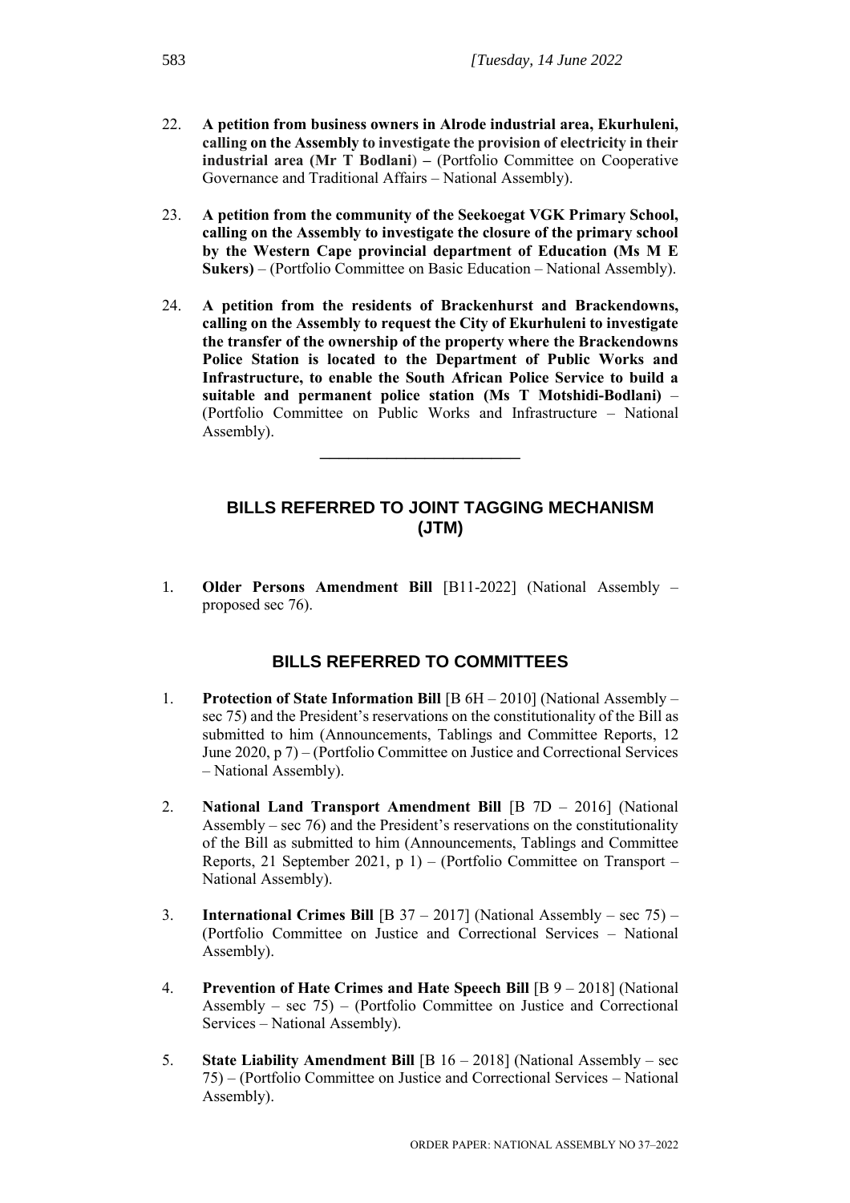22. **A petition from business owners in Alrode industrial area, Ekurhuleni, calling on the Assembly to investigate the provision of electricity in their industrial area (Mr T Bodlani) –** (Portfolio Committee on Cooperative Governance and Traditional Affairs – National Assembly).

23. **A petition from the community of the Seekoegat VGK Primary School, calling on the Assembly to investigate the closure of the primary school by the Western Cape provincial department of Education (Ms M E Sukers)** – (Portfolio Committee on Basic Education – National Assembly).

24. **A petition from the residents of Brackenhurst and Brackendowns, calling on the Assembly to request the City of Ekurhuleni to investigate the transfer of the ownership of the property where the Brackendowns Police Station is located to the Department of Public Works and Infrastructure, to enable the South African Police Service to build a suitable and permanent police station (Ms T Motshidi-Bodlani)** – (Portfolio Committee on Public Works and Infrastructure – National Assembly).

---

## BILLS REFERRED TO JOINT TAGGING MECHANISM (JTM)

1. **Older Persons Amendment Bill** [B11-2022] (National Assembly – proposed sec 76).

## BILLS REFERRED TO COMMITTEES

1. **Protection of State Information Bill** [B 6H – 2010] (National Assembly – sec 75) and the President's reservations on the constitutionality of the Bill as submitted to him (Announcements, Tablings and Committee Reports, 12 June 2020, p 7) – (Portfolio Committee on Justice and Correctional Services – National Assembly).

2. **National Land Transport Amendment Bill** [B 7D – 2016] (National Assembly – sec 76) and the President's reservations on the constitutionality of the Bill as submitted to him (Announcements, Tablings and Committee Reports, 21 September 2021, p 1) – (Portfolio Committee on Transport – National Assembly).

3. **International Crimes Bill** [B 37 – 2017] (National Assembly – sec 75) – (Portfolio Committee on Justice and Correctional Services – National Assembly).

4. **Prevention of Hate Crimes and Hate Speech Bill** [B 9 – 2018] (National Assembly – sec 75) – (Portfolio Committee on Justice and Correctional Services – National Assembly).

5. **State Liability Amendment Bill** [B 16 – 2018] (National Assembly – sec 75) – (Portfolio Committee on Justice and Correctional Services – National Assembly).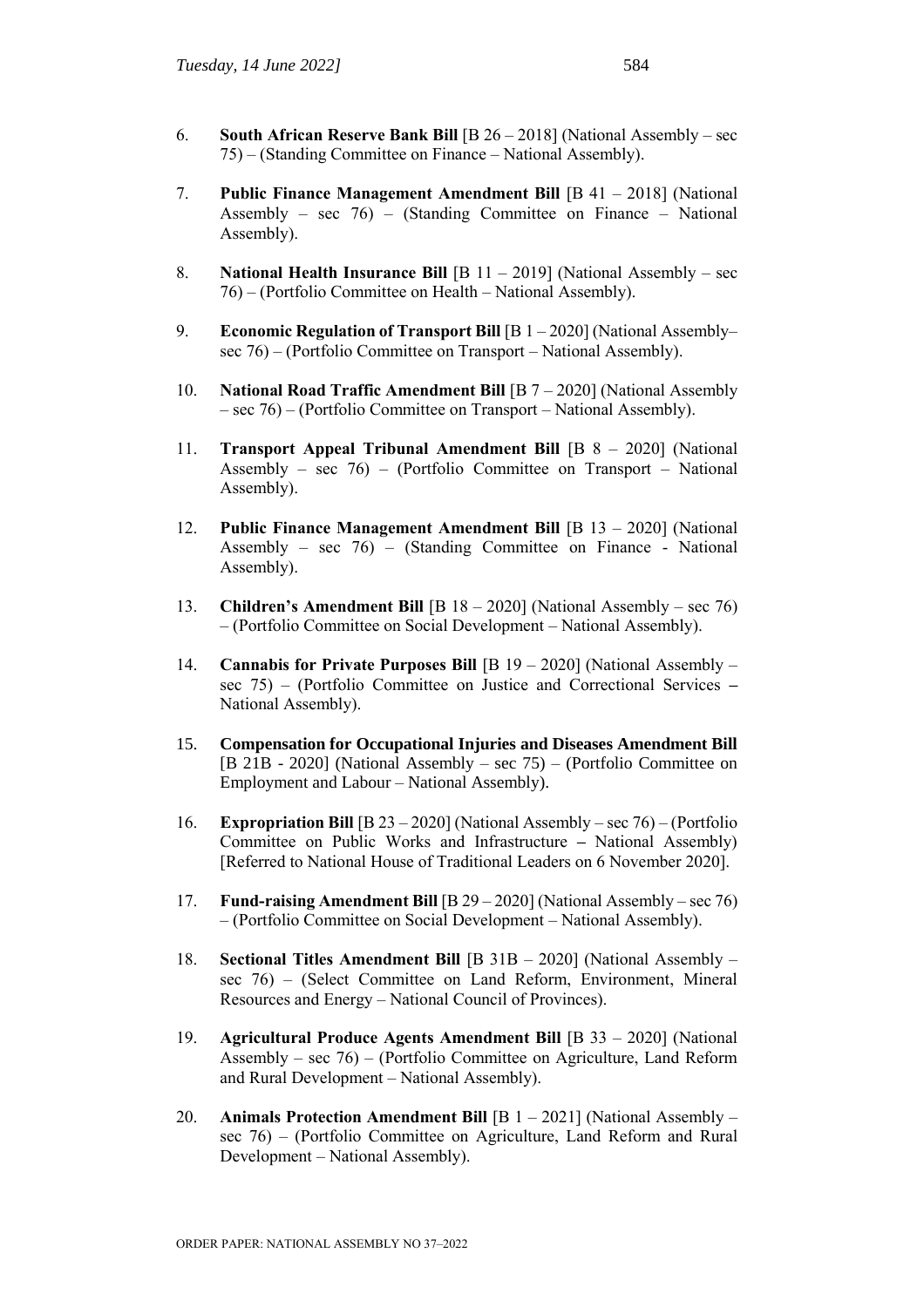6. **South African Reserve Bank Bill** [B 26 – 2018] (National Assembly – sec 75) – (Standing Committee on Finance – National Assembly).

7. **Public Finance Management Amendment Bill** [B 41 – 2018] (National Assembly – sec 76) – (Standing Committee on Finance – National Assembly).

8. **National Health Insurance Bill** [B 11 – 2019] (National Assembly – sec 76) – (Portfolio Committee on Health – National Assembly).

9. **Economic Regulation of Transport Bill** [B 1 – 2020] (National Assembly– sec 76) – (Portfolio Committee on Transport – National Assembly).

10. **National Road Traffic Amendment Bill** [B 7 – 2020] (National Assembly – sec 76) – (Portfolio Committee on Transport – National Assembly).

11. **Transport Appeal Tribunal Amendment Bill** [B 8 – 2020] (National Assembly – sec 76) – (Portfolio Committee on Transport – National Assembly).

12. **Public Finance Management Amendment Bill** [B 13 – 2020] (National Assembly – sec 76) – (Standing Committee on Finance - National Assembly).

13. **Children's Amendment Bill** [B 18 – 2020] (National Assembly – sec 76) – (Portfolio Committee on Social Development – National Assembly).

14. **Cannabis for Private Purposes Bill** [B 19 – 2020] (National Assembly – sec 75) – (Portfolio Committee on Justice and Correctional Services – National Assembly).

15. **Compensation for Occupational Injuries and Diseases Amendment Bill** [B 21B - 2020] (National Assembly – sec 75) – (Portfolio Committee on Employment and Labour – National Assembly).

16. **Expropriation Bill** [B 23 – 2020] (National Assembly – sec 76) – (Portfolio Committee on Public Works and Infrastructure – National Assembly) [Referred to National House of Traditional Leaders on 6 November 2020].

17. **Fund-raising Amendment Bill** [B 29 – 2020] (National Assembly – sec 76) – (Portfolio Committee on Social Development – National Assembly).

18. **Sectional Titles Amendment Bill** [B 31B – 2020] (National Assembly – sec 76) – (Select Committee on Land Reform, Environment, Mineral Resources and Energy – National Council of Provinces).

19. **Agricultural Produce Agents Amendment Bill** [B 33 – 2020] (National Assembly – sec 76) – (Portfolio Committee on Agriculture, Land Reform and Rural Development – National Assembly).

20. **Animals Protection Amendment Bill** [B 1 – 2021] (National Assembly – sec 76) – (Portfolio Committee on Agriculture, Land Reform and Rural Development – National Assembly).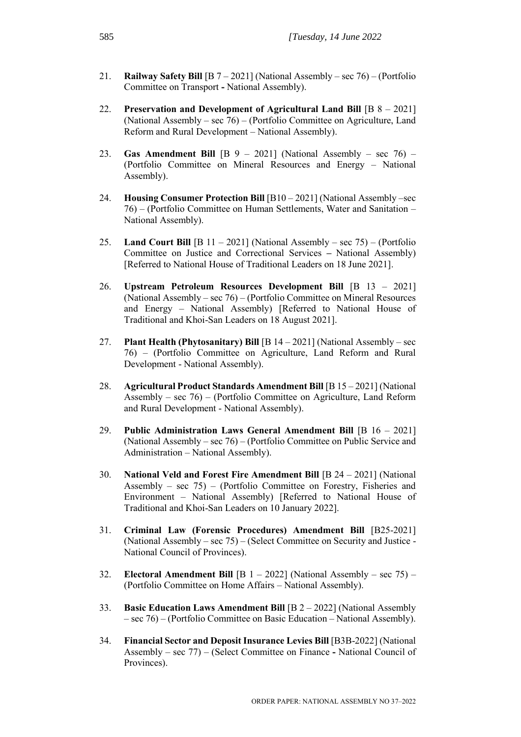21. **Railway Safety Bill** [B 7 – 2021] (National Assembly – sec 76) – (Portfolio Committee on Transport **-** National Assembly).

22. **Preservation and Development of Agricultural Land Bill** [B 8 – 2021] (National Assembly – sec 76) – (Portfolio Committee on Agriculture, Land Reform and Rural Development – National Assembly).

23. **Gas Amendment Bill** [B 9 – 2021] (National Assembly – sec 76) – (Portfolio Committee on Mineral Resources and Energy – National Assembly).

24. **Housing Consumer Protection Bill** [B10 – 2021] (National Assembly –sec 76) – (Portfolio Committee on Human Settlements, Water and Sanitation – National Assembly).

25. **Land Court Bill** [B 11 – 2021] (National Assembly – sec 75) – (Portfolio Committee on Justice and Correctional Services **–** National Assembly) [Referred to National House of Traditional Leaders on 18 June 2021].

26. **Upstream Petroleum Resources Development Bill** [B 13 – 2021] (National Assembly – sec 76) – (Portfolio Committee on Mineral Resources and Energy – National Assembly) [Referred to National House of Traditional and Khoi-San Leaders on 18 August 2021].

27. **Plant Health (Phytosanitary) Bill** [B 14 – 2021] (National Assembly – sec 76) – (Portfolio Committee on Agriculture, Land Reform and Rural Development - National Assembly).

28. **Agricultural Product Standards Amendment Bill** [B 15 – 2021] (National Assembly – sec 76) – (Portfolio Committee on Agriculture, Land Reform and Rural Development - National Assembly).

29. **Public Administration Laws General Amendment Bill** [B 16 – 2021] (National Assembly – sec 76) – (Portfolio Committee on Public Service and Administration – National Assembly).

30. **National Veld and Forest Fire Amendment Bill** [B 24 – 2021] (National Assembly – sec 75) – (Portfolio Committee on Forestry, Fisheries and Environment – National Assembly) [Referred to National House of Traditional and Khoi-San Leaders on 10 January 2022].

31. **Criminal Law (Forensic Procedures) Amendment Bill** [B25-2021] (National Assembly – sec 75) – (Select Committee on Security and Justice - National Council of Provinces).

32. **Electoral Amendment Bill** [B 1 – 2022] (National Assembly – sec 75) – (Portfolio Committee on Home Affairs – National Assembly).

33. **Basic Education Laws Amendment Bill** [B 2 – 2022] (National Assembly – sec 76) – (Portfolio Committee on Basic Education – National Assembly).

34. **Financial Sector and Deposit Insurance Levies Bill** [B3B-2022] (National Assembly – sec 77) – (Select Committee on Finance **-** National Council of Provinces).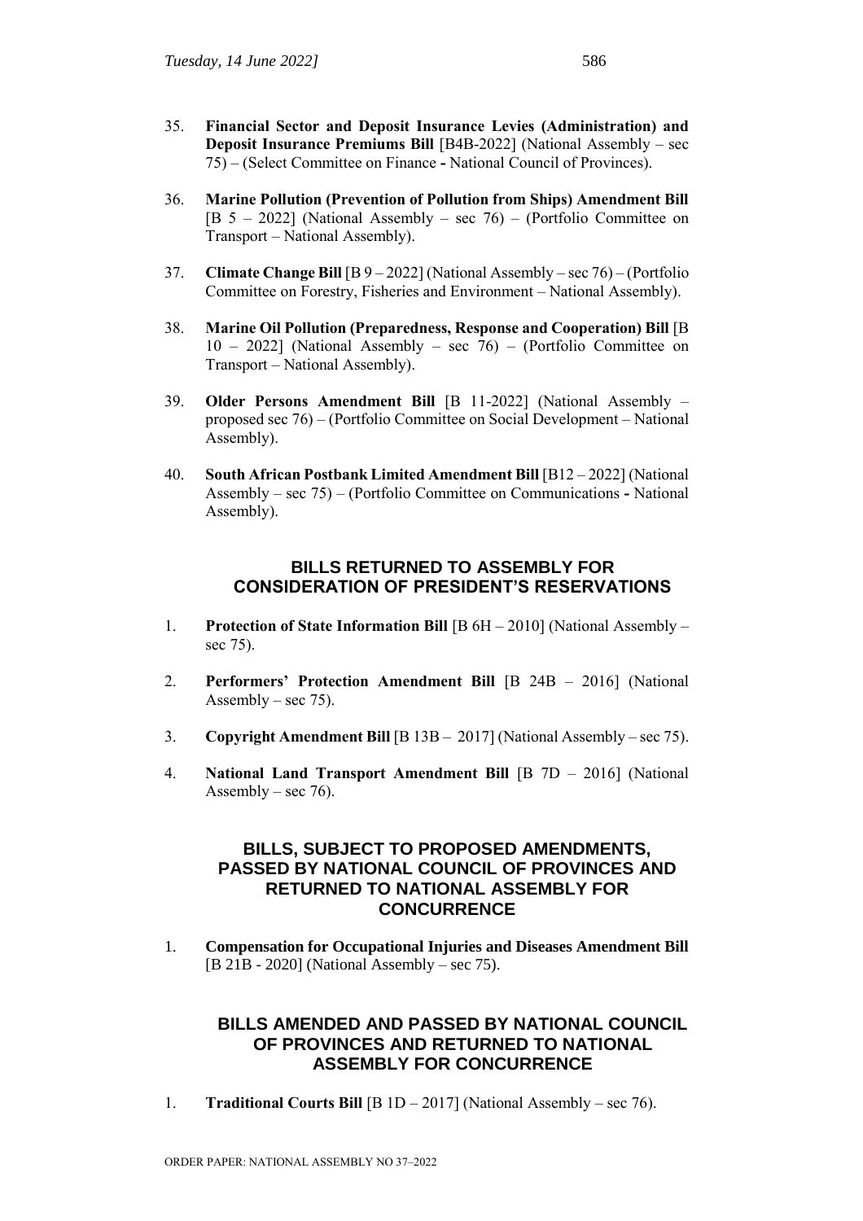35. **Financial Sector and Deposit Insurance Levies (Administration) and Deposit Insurance Premiums Bill** [B4B-2022] (National Assembly – sec 75) – (Select Committee on Finance **-** National Council of Provinces).

36. **Marine Pollution (Prevention of Pollution from Ships) Amendment Bill** [B 5 – 2022] (National Assembly – sec 76) – (Portfolio Committee on Transport – National Assembly).

37. **Climate Change Bill** [B 9 – 2022] (National Assembly – sec 76) – (Portfolio Committee on Forestry, Fisheries and Environment – National Assembly).

38. **Marine Oil Pollution (Preparedness, Response and Cooperation) Bill** [B 10 – 2022] (National Assembly – sec 76) – (Portfolio Committee on Transport – National Assembly).

39. **Older Persons Amendment Bill** [B 11-2022] (National Assembly – proposed sec 76) – (Portfolio Committee on Social Development – National Assembly).

40. **South African Postbank Limited Amendment Bill** [B12 – 2022] (National Assembly – sec 75) – (Portfolio Committee on Communications **-** National Assembly).

## BILLS RETURNED TO ASSEMBLY FOR CONSIDERATION OF PRESIDENT'S RESERVATIONS

1. **Protection of State Information Bill** [B 6H – 2010] (National Assembly – sec 75).

2. **Performers' Protection Amendment Bill** [B 24B – 2016] (National Assembly – sec 75).

3. **Copyright Amendment Bill** [B 13B – 2017] (National Assembly – sec 75).

4. **National Land Transport Amendment Bill** [B 7D – 2016] (National Assembly – sec 76).

## BILLS, SUBJECT TO PROPOSED AMENDMENTS, PASSED BY NATIONAL COUNCIL OF PROVINCES AND RETURNED TO NATIONAL ASSEMBLY FOR CONCURRENCE

1. **Compensation for Occupational Injuries and Diseases Amendment Bill** [B 21B - 2020] (National Assembly – sec 75).

## BILLS AMENDED AND PASSED BY NATIONAL COUNCIL OF PROVINCES AND RETURNED TO NATIONAL ASSEMBLY FOR CONCURRENCE

1. **Traditional Courts Bill** [B 1D – 2017] (National Assembly – sec 76).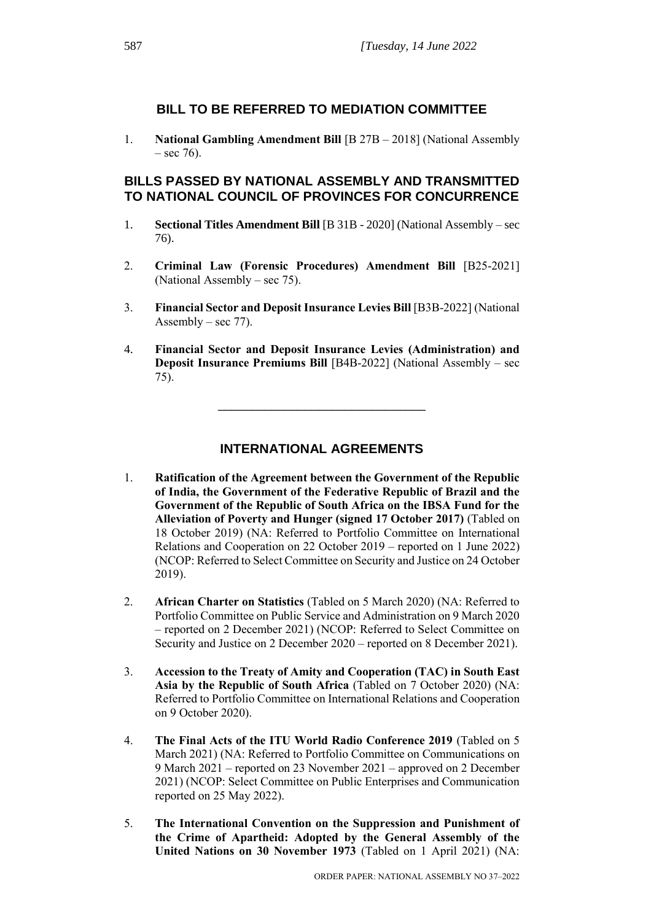## BILL TO BE REFERRED TO MEDIATION COMMITTEE

1. **National Gambling Amendment Bill** [B 27B – 2018] (National Assembly – sec 76).

## BILLS PASSED BY NATIONAL ASSEMBLY AND TRANSMITTED TO NATIONAL COUNCIL OF PROVINCES FOR CONCURRENCE

1. **Sectional Titles Amendment Bill** [B 31B - 2020] (National Assembly – sec 76).

2. **Criminal Law (Forensic Procedures) Amendment Bill** [B25-2021] (National Assembly – sec 75).

3. **Financial Sector and Deposit Insurance Levies Bill** [B3B-2022] (National Assembly – sec 77).

4. **Financial Sector and Deposit Insurance Levies (Administration) and Deposit Insurance Premiums Bill** [B4B-2022] (National Assembly – sec 75).

---

## INTERNATIONAL AGREEMENTS

1. **Ratification of the Agreement between the Government of the Republic of India, the Government of the Federative Republic of Brazil and the Government of the Republic of South Africa on the IBSA Fund for the Alleviation of Poverty and Hunger (signed 17 October 2017)** (Tabled on 18 October 2019) (NA: Referred to Portfolio Committee on International Relations and Cooperation on 22 October 2019 – reported on 1 June 2022) (NCOP: Referred to Select Committee on Security and Justice on 24 October 2019).

2. **African Charter on Statistics** (Tabled on 5 March 2020) (NA: Referred to Portfolio Committee on Public Service and Administration on 9 March 2020 – reported on 2 December 2021) (NCOP: Referred to Select Committee on Security and Justice on 2 December 2020 – reported on 8 December 2021).

3. **Accession to the Treaty of Amity and Cooperation (TAC) in South East Asia by the Republic of South Africa** (Tabled on 7 October 2020) (NA: Referred to Portfolio Committee on International Relations and Cooperation on 9 October 2020).

4. **The Final Acts of the ITU World Radio Conference 2019** (Tabled on 5 March 2021) (NA: Referred to Portfolio Committee on Communications on 9 March 2021 – reported on 23 November 2021 – approved on 2 December 2021) (NCOP: Select Committee on Public Enterprises and Communication reported on 25 May 2022).

5. **The International Convention on the Suppression and Punishment of the Crime of Apartheid: Adopted by the General Assembly of the United Nations on 30 November 1973** (Tabled on 1 April 2021) (NA: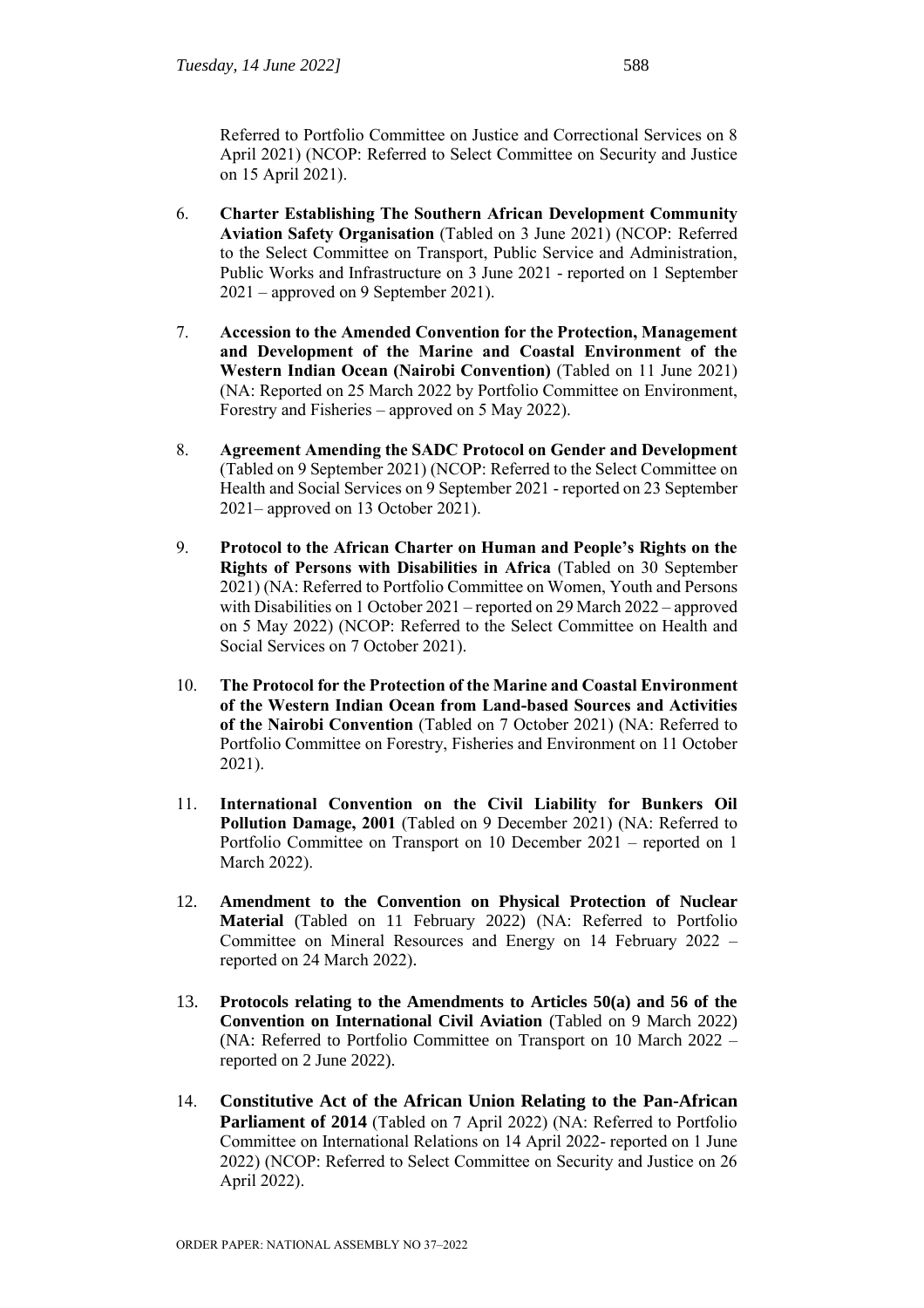Referred to Portfolio Committee on Justice and Correctional Services on 8 April 2021) (NCOP: Referred to Select Committee on Security and Justice on 15 April 2021).

6. **Charter Establishing The Southern African Development Community Aviation Safety Organisation** (Tabled on 3 June 2021) (NCOP: Referred to the Select Committee on Transport, Public Service and Administration, Public Works and Infrastructure on 3 June 2021 - reported on 1 September 2021 – approved on 9 September 2021).

7. **Accession to the Amended Convention for the Protection, Management and Development of the Marine and Coastal Environment of the Western Indian Ocean (Nairobi Convention)** (Tabled on 11 June 2021) (NA: Reported on 25 March 2022 by Portfolio Committee on Environment, Forestry and Fisheries – approved on 5 May 2022).

8. **Agreement Amending the SADC Protocol on Gender and Development** (Tabled on 9 September 2021) (NCOP: Referred to the Select Committee on Health and Social Services on 9 September 2021 - reported on 23 September 2021– approved on 13 October 2021).

9. **Protocol to the African Charter on Human and People's Rights on the Rights of Persons with Disabilities in Africa** (Tabled on 30 September 2021) (NA: Referred to Portfolio Committee on Women, Youth and Persons with Disabilities on 1 October 2021 – reported on 29 March 2022 – approved on 5 May 2022) (NCOP: Referred to the Select Committee on Health and Social Services on 7 October 2021).

10. **The Protocol for the Protection of the Marine and Coastal Environment of the Western Indian Ocean from Land-based Sources and Activities of the Nairobi Convention** (Tabled on 7 October 2021) (NA: Referred to Portfolio Committee on Forestry, Fisheries and Environment on 11 October 2021).

11. **International Convention on the Civil Liability for Bunkers Oil Pollution Damage, 2001** (Tabled on 9 December 2021) (NA: Referred to Portfolio Committee on Transport on 10 December 2021 – reported on 1 March 2022).

12. **Amendment to the Convention on Physical Protection of Nuclear Material** (Tabled on 11 February 2022) (NA: Referred to Portfolio Committee on Mineral Resources and Energy on 14 February 2022 – reported on 24 March 2022).

13. **Protocols relating to the Amendments to Articles 50(a) and 56 of the Convention on International Civil Aviation** (Tabled on 9 March 2022) (NA: Referred to Portfolio Committee on Transport on 10 March 2022 – reported on 2 June 2022).

14. **Constitutive Act of the African Union Relating to the Pan-African Parliament of 2014** (Tabled on 7 April 2022) (NA: Referred to Portfolio Committee on International Relations on 14 April 2022- reported on 1 June 2022) (NCOP: Referred to Select Committee on Security and Justice on 26 April 2022).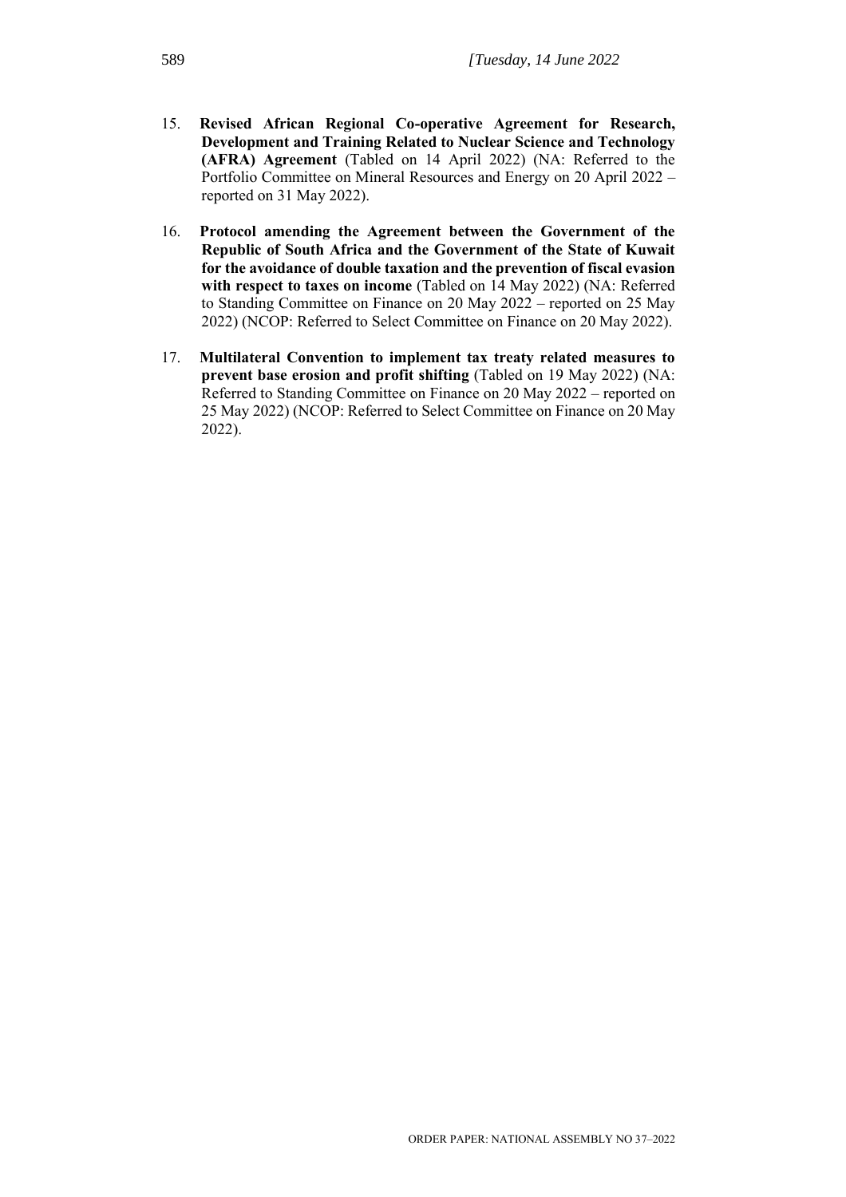15. **Revised African Regional Co-operative Agreement for Research, Development and Training Related to Nuclear Science and Technology (AFRA) Agreement** (Tabled on 14 April 2022) (NA: Referred to the Portfolio Committee on Mineral Resources and Energy on 20 April 2022 – reported on 31 May 2022).

16. **Protocol amending the Agreement between the Government of the Republic of South Africa and the Government of the State of Kuwait for the avoidance of double taxation and the prevention of fiscal evasion with respect to taxes on income** (Tabled on 14 May 2022) (NA: Referred to Standing Committee on Finance on 20 May 2022 – reported on 25 May 2022) (NCOP: Referred to Select Committee on Finance on 20 May 2022).

17. **Multilateral Convention to implement tax treaty related measures to prevent base erosion and profit shifting** (Tabled on 19 May 2022) (NA: Referred to Standing Committee on Finance on 20 May 2022 – reported on 25 May 2022) (NCOP: Referred to Select Committee on Finance on 20 May 2022).